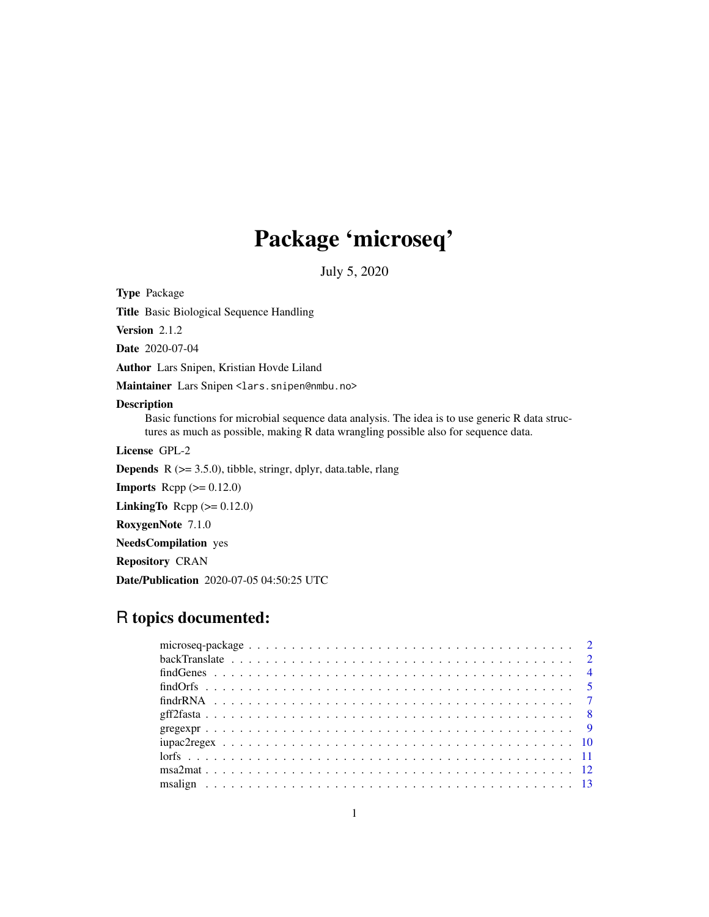# Package 'microseq'

July 5, 2020

**Type** Package

**Title** Basic Biological Sequence Handling

**Version** 2.1.2

**Date** 2020-07-04

**Author** Lars Snipen, Kristian Hovde Liland

**Maintainer** Lars Snipen <lars.snipen@nmbu.no>

**Description**
Basic functions for microbial sequence data analysis. The idea is to use generic R data structures as much as possible, making R data wrangling possible also for sequence data.

**License** GPL-2

**Depends** R (>= 3.5.0), tibble, stringr, dplyr, data.table, rlang

**Imports** Rcpp (>= 0.12.0)

**LinkingTo** Rcpp (>= 0.12.0)

**RoxygenNote** 7.1.0

**NeedsCompilation** yes

**Repository** CRAN

**Date/Publication** 2020-07-05 04:50:25 UTC

## R topics documented:

| | |
|---|---|
| microseq-package | 2 |
| backTranslate | 2 |
| findGenes | 4 |
| findOrfs | 5 |
| findrRNA | 7 |
| gff2fasta | 8 |
| gregexpr | 9 |
| iupac2regex | 10 |
| lorfs | 11 |
| msa2mat | 12 |
| msalign | 13 |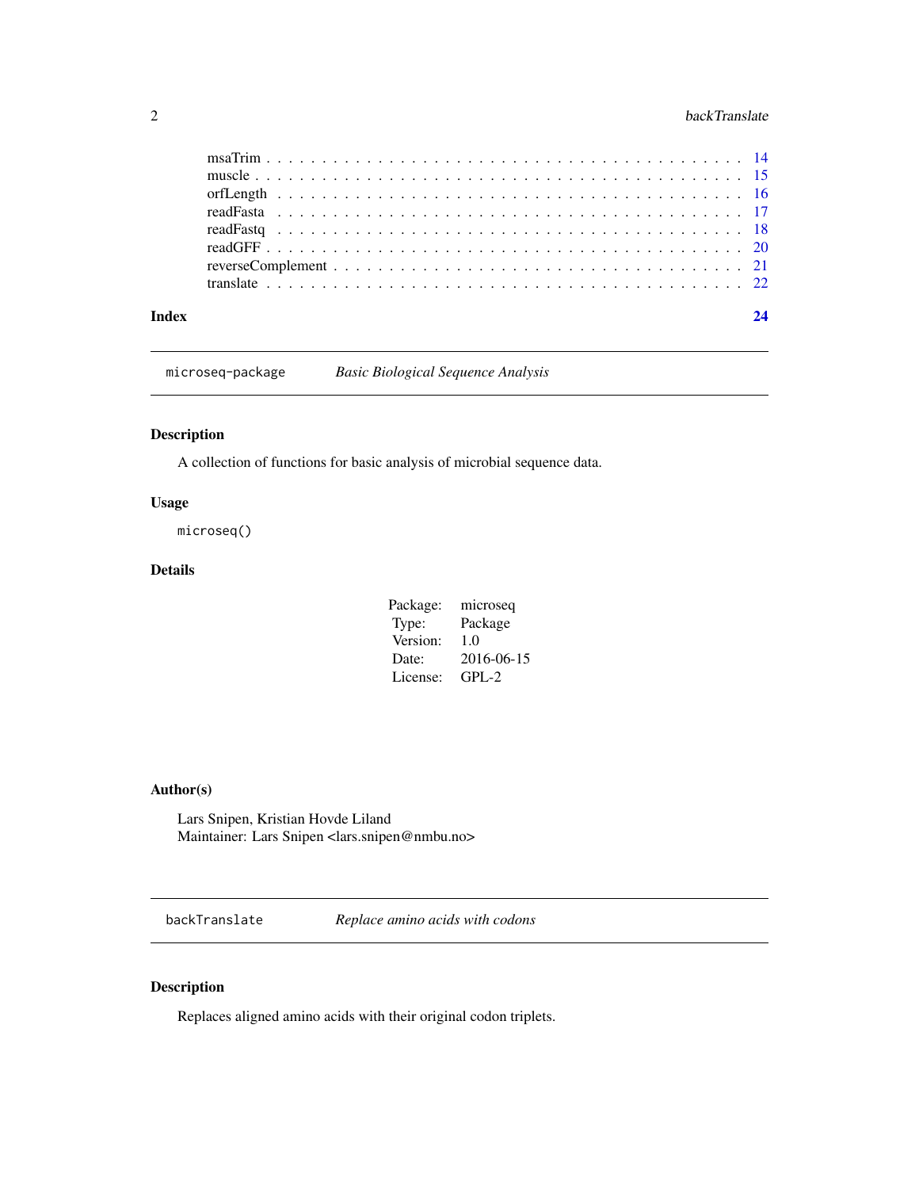msaTrim . . . . . . . . . . . . . . . . . . . . . . . . . . . . . . . . . . . . . . . . 14
muscle . . . . . . . . . . . . . . . . . . . . . . . . . . . . . . . . . . . . . . . . . 15
orfLength . . . . . . . . . . . . . . . . . . . . . . . . . . . . . . . . . . . . . . . 16
readFasta . . . . . . . . . . . . . . . . . . . . . . . . . . . . . . . . . . . . . . . 17
readFastq . . . . . . . . . . . . . . . . . . . . . . . . . . . . . . . . . . . . . . . 18
readGFF . . . . . . . . . . . . . . . . . . . . . . . . . . . . . . . . . . . . . . . . 20
reverseComplement . . . . . . . . . . . . . . . . . . . . . . . . . . . . . . . . . . . 21
translate . . . . . . . . . . . . . . . . . . . . . . . . . . . . . . . . . . . . . . . . 22

**Index** **24**

---

## `microseq-package` *Basic Biological Sequence Analysis*

### Description

A collection of functions for basic analysis of microbial sequence data.

### Usage

```
microseq()
```

### Details

| | |
|---|---|
| Package: | microseq |
| Type: | Package |
| Version: | 1.0 |
| Date: | 2016-06-15 |
| License: | GPL-2 |

### Author(s)

Lars Snipen, Kristian Hovde Liland
Maintainer: Lars Snipen <lars.snipen@nmbu.no>

---

## `backTranslate` *Replace amino acids with codons*

### Description

Replaces aligned amino acids with their original codon triplets.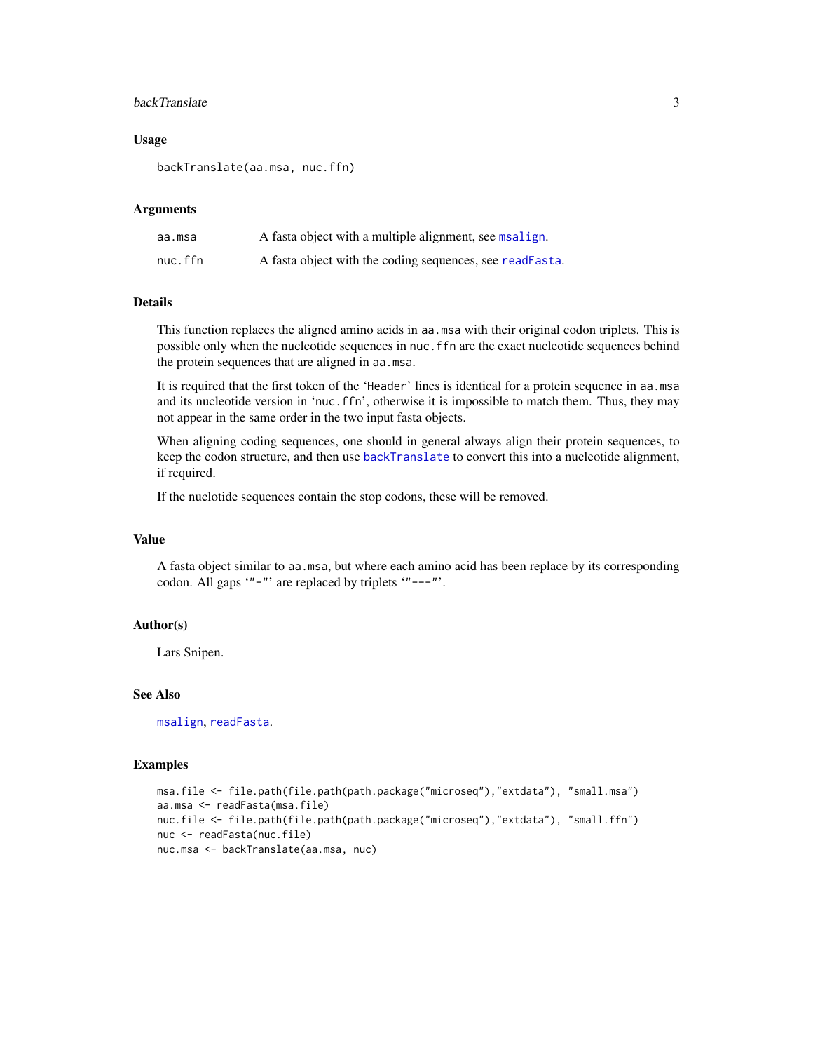## Usage

```
backTranslate(aa.msa, nuc.ffn)
```

## Arguments

| | |
|---|---|
| aa.msa | A fasta object with a multiple alignment, see `msalign`. |
| nuc.ffn | A fasta object with the coding sequences, see `readFasta`. |

## Details

This function replaces the aligned amino acids in `aa.msa` with their original codon triplets. This is possible only when the nucleotide sequences in `nuc.ffn` are the exact nucleotide sequences behind the protein sequences that are aligned in `aa.msa`.

It is required that the first token of the 'Header' lines is identical for a protein sequence in `aa.msa` and its nucleotide version in 'nuc.ffn', otherwise it is impossible to match them. Thus, they may not appear in the same order in the two input fasta objects.

When aligning coding sequences, one should in general always align their protein sequences, to keep the codon structure, and then use `backTranslate` to convert this into a nucleotide alignment, if required.

If the nuclotide sequences contain the stop codons, these will be removed.

## Value

A fasta object similar to `aa.msa`, but where each amino acid has been replace by its corresponding codon. All gaps '"-"' are replaced by triplets '"---"'.

## Author(s)

Lars Snipen.

## See Also

`msalign`, `readFasta`.

## Examples

```
msa.file <- file.path(file.path(path.package("microseq"),"extdata"), "small.msa")
aa.msa <- readFasta(msa.file)
nuc.file <- file.path(file.path(path.package("microseq"),"extdata"), "small.ffn")
nuc <- readFasta(nuc.file)
nuc.msa <- backTranslate(aa.msa, nuc)
```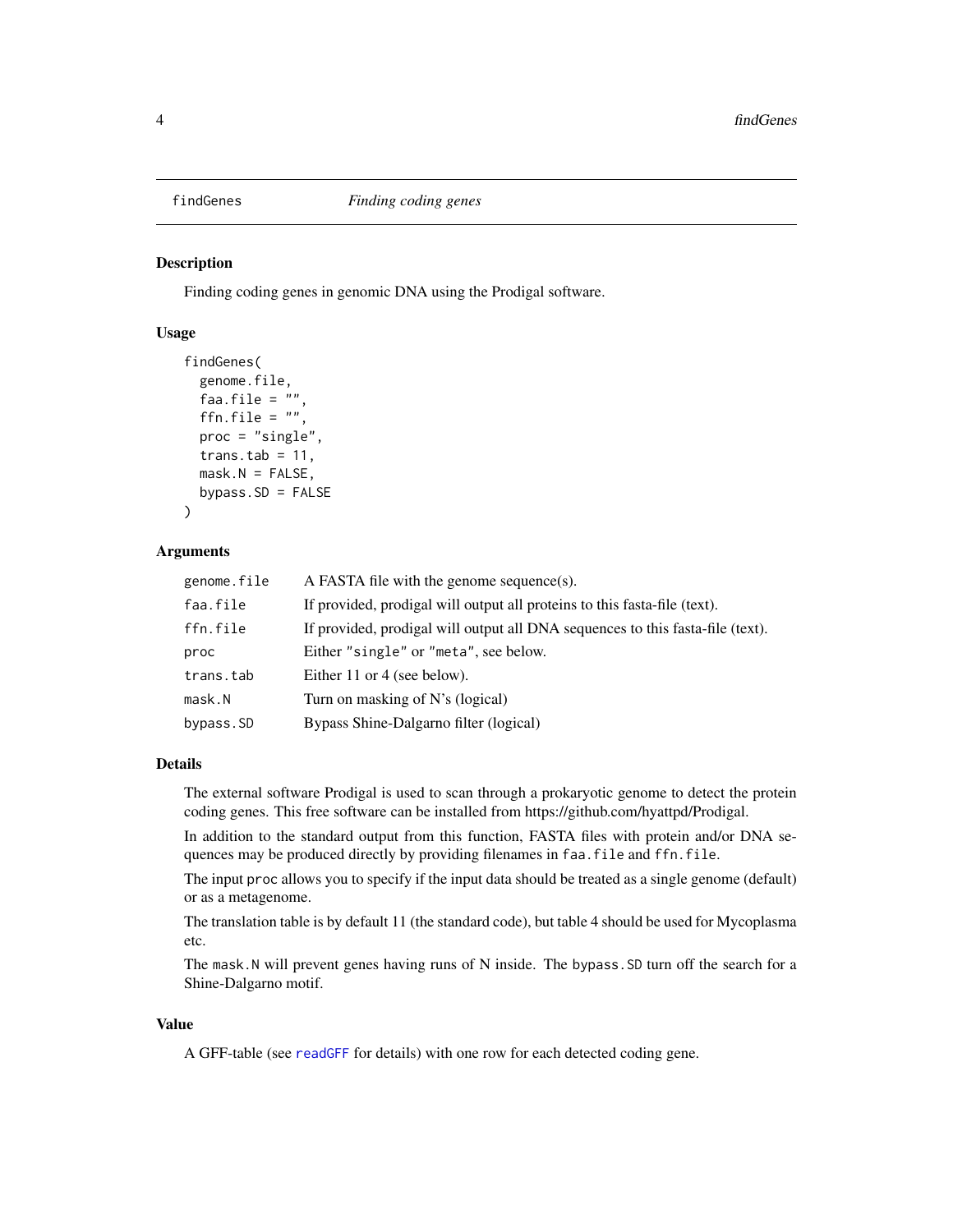# findGenes *Finding coding genes*

## Description

Finding coding genes in genomic DNA using the Prodigal software.

## Usage

```
findGenes(
  genome.file,
  faa.file = "",
  ffn.file = "",
  proc = "single",
  trans.tab = 11,
  mask.N = FALSE,
  bypass.SD = FALSE
)
```

## Arguments

| | |
|---|---|
| genome.file | A FASTA file with the genome sequence(s). |
| faa.file | If provided, prodigal will output all proteins to this fasta-file (text). |
| ffn.file | If provided, prodigal will output all DNA sequences to this fasta-file (text). |
| proc | Either "single" or "meta", see below. |
| trans.tab | Either 11 or 4 (see below). |
| mask.N | Turn on masking of N's (logical) |
| bypass.SD | Bypass Shine-Dalgarno filter (logical) |

## Details

The external software Prodigal is used to scan through a prokaryotic genome to detect the protein coding genes. This free software can be installed from https://github.com/hyattpd/Prodigal.

In addition to the standard output from this function, FASTA files with protein and/or DNA sequences may be produced directly by providing filenames in `faa.file` and `ffn.file`.

The input `proc` allows you to specify if the input data should be treated as a single genome (default) or as a metagenome.

The translation table is by default 11 (the standard code), but table 4 should be used for Mycoplasma etc.

The `mask.N` will prevent genes having runs of N inside. The `bypass.SD` turn off the search for a Shine-Dalgarno motif.

## Value

A GFF-table (see `readGFF` for details) with one row for each detected coding gene.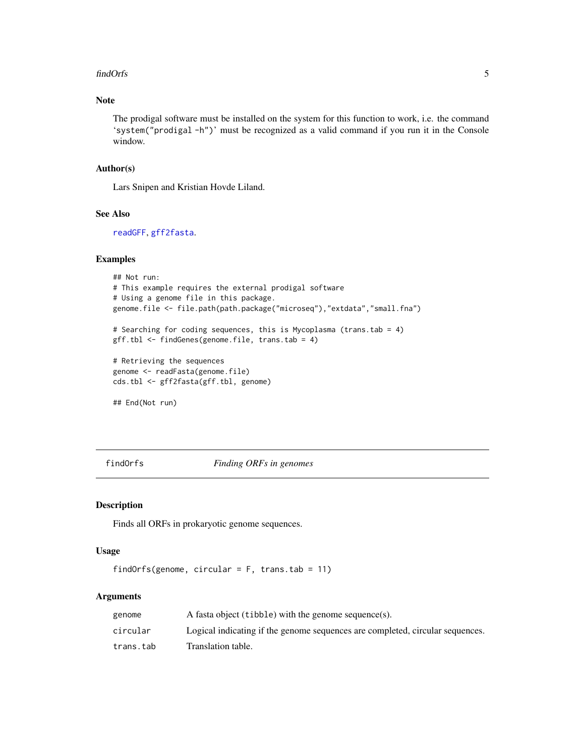### Note

The prodigal software must be installed on the system for this function to work, i.e. the command 'system("prodigal -h")' must be recognized as a valid command if you run it in the Console window.

### Author(s)

Lars Snipen and Kristian Hovde Liland.

### See Also

readGFF, gff2fasta.

### Examples

```
## Not run:
# This example requires the external prodigal software
# Using a genome file in this package.
genome.file <- file.path(path.package("microseq"),"extdata","small.fna")

# Searching for coding sequences, this is Mycoplasma (trans.tab = 4)
gff.tbl <- findGenes(genome.file, trans.tab = 4)

# Retrieving the sequences
genome <- readFasta(genome.file)
cds.tbl <- gff2fasta(gff.tbl, genome)

## End(Not run)
```

---

## findOrfs &nbsp;&nbsp;&nbsp;&nbsp; *Finding ORFs in genomes*

---

### Description

Finds all ORFs in prokaryotic genome sequences.

### Usage

```
findOrfs(genome, circular = F, trans.tab = 11)
```

### Arguments

| | |
|---|---|
| genome | A fasta object (tibble) with the genome sequence(s). |
| circular | Logical indicating if the genome sequences are completed, circular sequences. |
| trans.tab | Translation table. |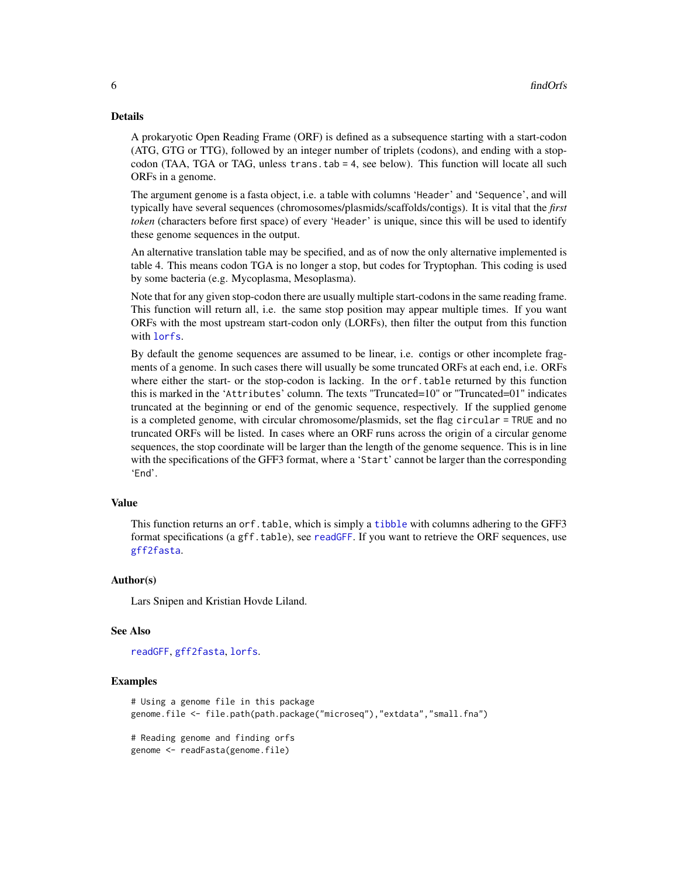## Details

A prokaryotic Open Reading Frame (ORF) is defined as a subsequence starting with a start-codon (ATG, GTG or TTG), followed by an integer number of triplets (codons), and ending with a stop-codon (TAA, TGA or TAG, unless `trans.tab = 4`, see below). This function will locate all such ORFs in a genome.

The argument `genome` is a fasta object, i.e. a table with columns 'Header' and 'Sequence', and will typically have several sequences (chromosomes/plasmids/scaffolds/contigs). It is vital that the *first token* (characters before first space) of every 'Header' is unique, since this will be used to identify these genome sequences in the output.

An alternative translation table may be specified, and as of now the only alternative implemented is table 4. This means codon TGA is no longer a stop, but codes for Tryptophan. This coding is used by some bacteria (e.g. Mycoplasma, Mesoplasma).

Note that for any given stop-codon there are usually multiple start-codons in the same reading frame. This function will return all, i.e. the same stop position may appear multiple times. If you want ORFs with the most upstream start-codon only (LORFs), then filter the output from this function with `lorfs`.

By default the genome sequences are assumed to be linear, i.e. contigs or other incomplete fragments of a genome. In such cases there will usually be some truncated ORFs at each end, i.e. ORFs where either the start- or the stop-codon is lacking. In the `orf.table` returned by this function this is marked in the 'Attributes' column. The texts "Truncated=10" or "Truncated=01" indicates truncated at the beginning or end of the genomic sequence, respectively. If the supplied `genome` is a completed genome, with circular chromosome/plasmids, set the flag `circular = TRUE` and no truncated ORFs will be listed. In cases where an ORF runs across the origin of a circular genome sequences, the stop coordinate will be larger than the length of the genome sequence. This is in line with the specifications of the GFF3 format, where a 'Start' cannot be larger than the corresponding 'End'.

## Value

This function returns an `orf.table`, which is simply a `tibble` with columns adhering to the GFF3 format specifications (a `gff.table`), see `readGFF`. If you want to retrieve the ORF sequences, use `gff2fasta`.

## Author(s)

Lars Snipen and Kristian Hovde Liland.

## See Also

`readGFF`, `gff2fasta`, `lorfs`.

## Examples

```
# Using a genome file in this package
genome.file <- file.path(path.package("microseq"),"extdata","small.fna")

# Reading genome and finding orfs
genome <- readFasta(genome.file)
```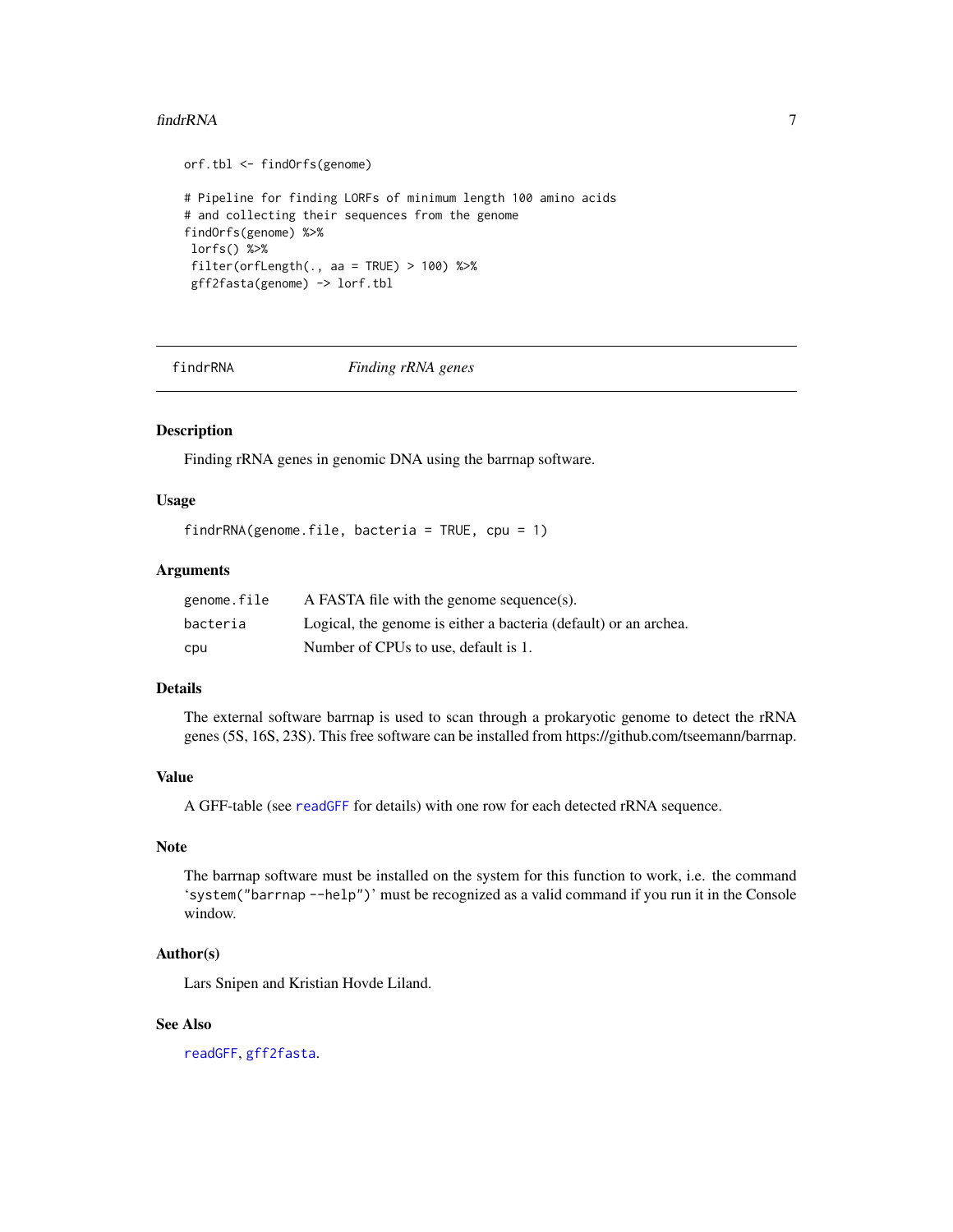```
orf.tbl <- findOrfs(genome)

# Pipeline for finding LORFs of minimum length 100 amino acids
# and collecting their sequences from the genome
findOrfs(genome) %>%
 lorfs() %>%
 filter(orfLength(., aa = TRUE) > 100) %>%
 gff2fasta(genome) -> lorf.tbl
```

---

## findrRNA *Finding rRNA genes*

### Description

Finding rRNA genes in genomic DNA using the barrnap software.

### Usage

```
findrRNA(genome.file, bacteria = TRUE, cpu = 1)
```

### Arguments

| | |
|---|---|
| `genome.file` | A FASTA file with the genome sequence(s). |
| `bacteria` | Logical, the genome is either a bacteria (default) or an archea. |
| `cpu` | Number of CPUs to use, default is 1. |

### Details

The external software barrnap is used to scan through a prokaryotic genome to detect the rRNA genes (5S, 16S, 23S). This free software can be installed from https://github.com/tseemann/barrnap.

### Value

A GFF-table (see `readGFF` for details) with one row for each detected rRNA sequence.

### Note

The barrnap software must be installed on the system for this function to work, i.e. the command '`system("barrnap --help")`' must be recognized as a valid command if you run it in the Console window.

### Author(s)

Lars Snipen and Kristian Hovde Liland.

### See Also

`readGFF`, `gff2fasta`.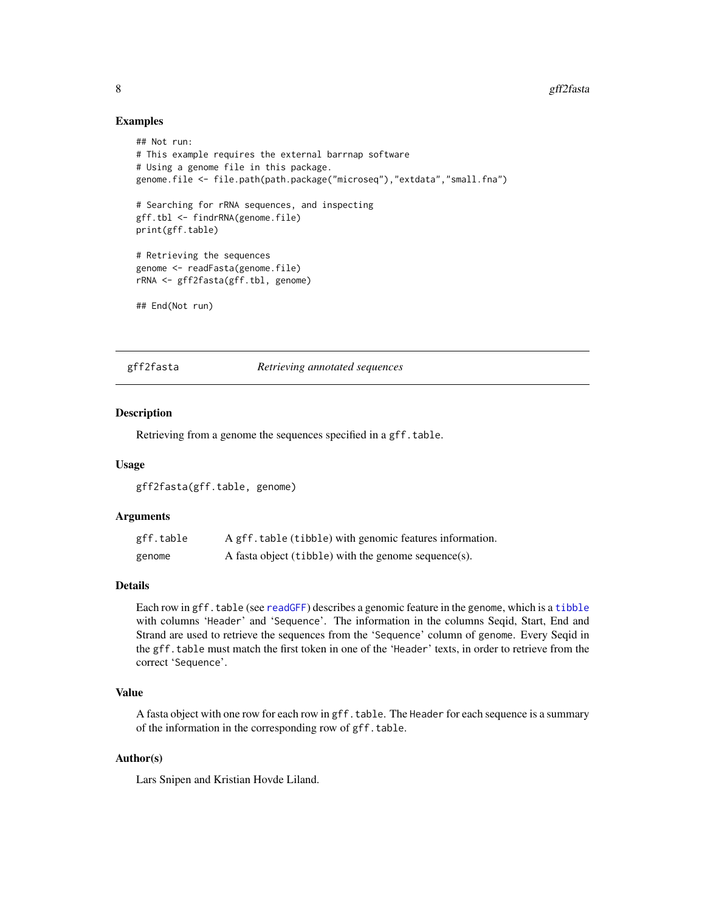### Examples

```
## Not run:
# This example requires the external barrnap software
# Using a genome file in this package.
genome.file <- file.path(path.package("microseq"),"extdata","small.fna")

# Searching for rRNA sequences, and inspecting
gff.tbl <- findrRNA(genome.file)
print(gff.table)

# Retrieving the sequences
genome <- readFasta(genome.file)
rRNA <- gff2fasta(gff.tbl, genome)

## End(Not run)
```

---

## gff2fasta — *Retrieving annotated sequences*

### Description

Retrieving from a genome the sequences specified in a `gff.table`.

### Usage

```
gff2fasta(gff.table, genome)
```

### Arguments

| | |
|---|---|
| `gff.table` | A `gff.table` (`tibble`) with genomic features information. |
| `genome` | A fasta object (`tibble`) with the genome sequence(s). |

### Details

Each row in `gff.table` (see `readGFF`) describes a genomic feature in the `genome`, which is a `tibble` with columns 'Header' and 'Sequence'. The information in the columns Seqid, Start, End and Strand are used to retrieve the sequences from the 'Sequence' column of `genome`. Every Seqid in the `gff.table` must match the first token in one of the 'Header' texts, in order to retrieve from the correct 'Sequence'.

### Value

A fasta object with one row for each row in `gff.table`. The `Header` for each sequence is a summary of the information in the corresponding row of `gff.table`.

### Author(s)

Lars Snipen and Kristian Hovde Liland.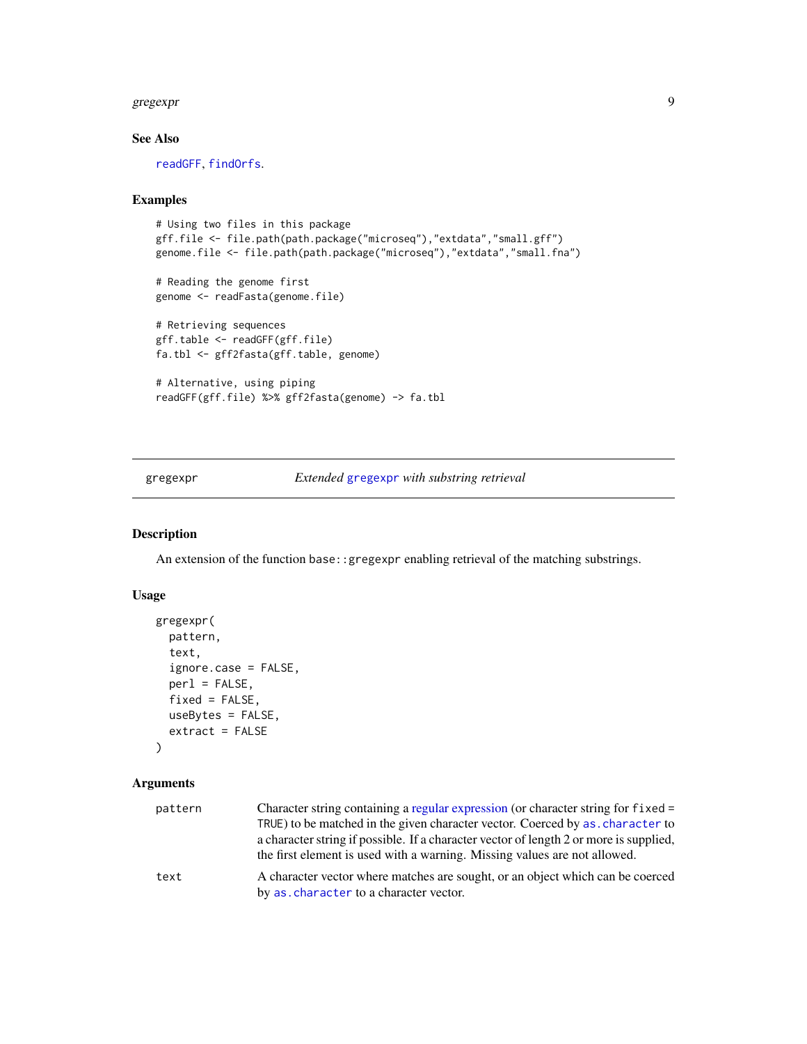### See Also

readGFF, findOrfs.

### Examples

```
# Using two files in this package
gff.file <- file.path(path.package("microseq"),"extdata","small.gff")
genome.file <- file.path(path.package("microseq"),"extdata","small.fna")

# Reading the genome first
genome <- readFasta(genome.file)

# Retrieving sequences
gff.table <- readGFF(gff.file)
fa.tbl <- gff2fasta(gff.table, genome)

# Alternative, using piping
readGFF(gff.file) %>% gff2fasta(genome) -> fa.tbl
```

---

## gregexpr — *Extended gregexpr with substring retrieval*

### Description

An extension of the function `base::gregexpr` enabling retrieval of the matching substrings.

### Usage

```
gregexpr(
  pattern,
  text,
  ignore.case = FALSE,
  perl = FALSE,
  fixed = FALSE,
  useBytes = FALSE,
  extract = FALSE
)
```

### Arguments

| | |
|---|---|
| `pattern` | Character string containing a regular expression (or character string for `fixed = TRUE`) to be matched in the given character vector. Coerced by `as.character` to a character string if possible. If a character vector of length 2 or more is supplied, the first element is used with a warning. Missing values are not allowed. |
| `text` | A character vector where matches are sought, or an object which can be coerced by `as.character` to a character vector. |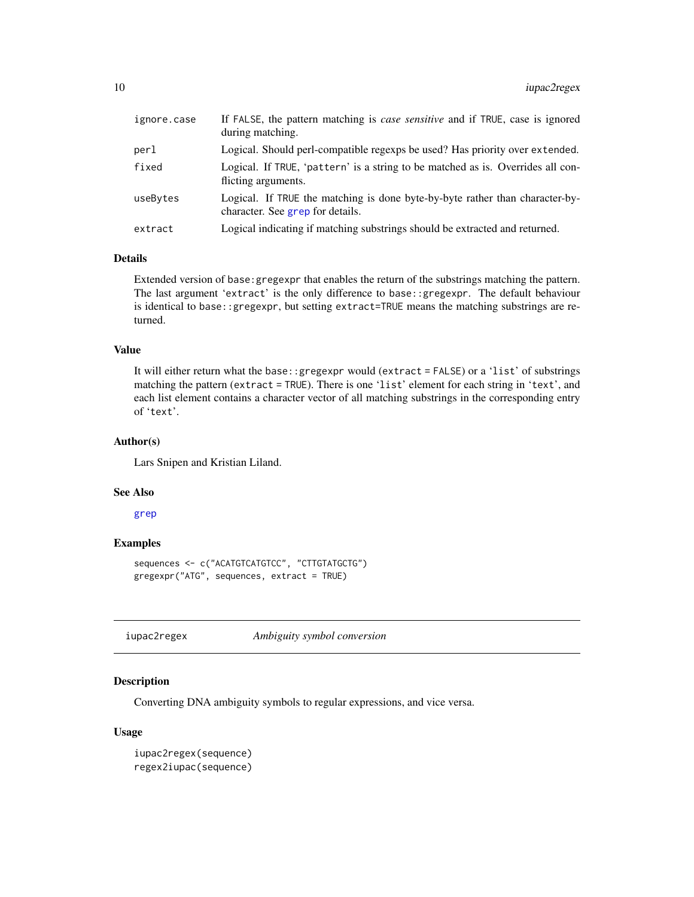| | |
|---|---|
| ignore.case | If FALSE, the pattern matching is *case sensitive* and if TRUE, case is ignored during matching. |
| perl | Logical. Should perl-compatible regexps be used? Has priority over extended. |
| fixed | Logical. If TRUE, 'pattern' is a string to be matched as is. Overrides all conflicting arguments. |
| useBytes | Logical. If TRUE the matching is done byte-by-byte rather than character-by-character. See grep for details. |
| extract | Logical indicating if matching substrings should be extracted and returned. |

### Details

Extended version of base:gregexpr that enables the return of the substrings matching the pattern. The last argument 'extract' is the only difference to base::gregexpr. The default behaviour is identical to base::gregexpr, but setting extract=TRUE means the matching substrings are returned.

### Value

It will either return what the base::gregexpr would (extract = FALSE) or a 'list' of substrings matching the pattern (extract = TRUE). There is one 'list' element for each string in 'text', and each list element contains a character vector of all matching substrings in the corresponding entry of 'text'.

### Author(s)

Lars Snipen and Kristian Liland.

### See Also

grep

### Examples

```
sequences <- c("ACATGTCATGTCC", "CTTGTATGCTG")
gregexpr("ATG", sequences, extract = TRUE)
```

---

## iupac2regex &nbsp;&nbsp;&nbsp; *Ambiguity symbol conversion*

---

### Description

Converting DNA ambiguity symbols to regular expressions, and vice versa.

### Usage

```
iupac2regex(sequence)
regex2iupac(sequence)
```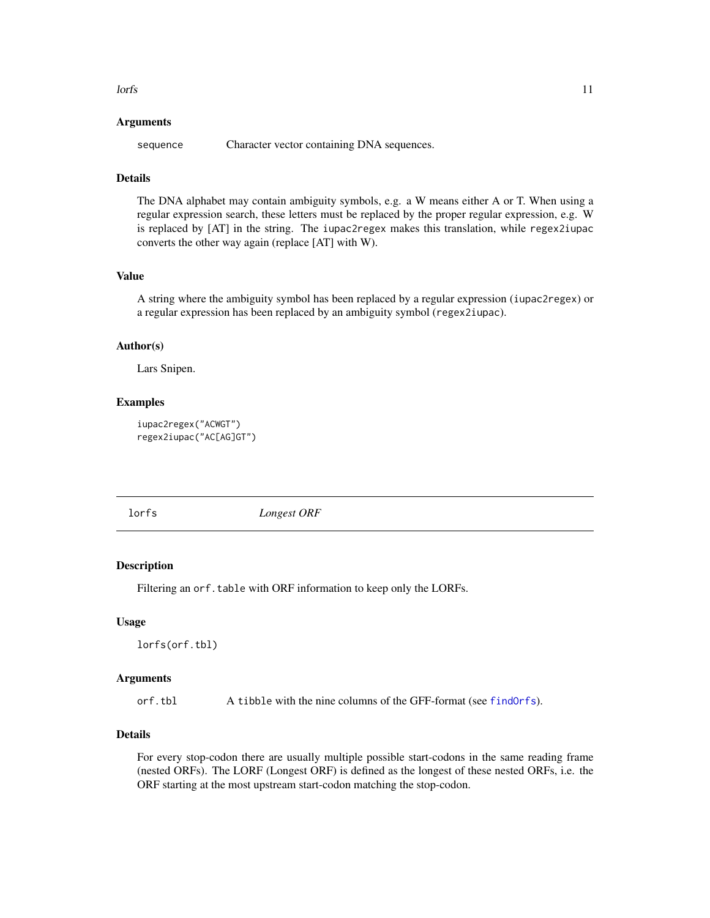### Arguments

| | |
|---|---|
| `sequence` | Character vector containing DNA sequences. |

### Details

The DNA alphabet may contain ambiguity symbols, e.g. a W means either A or T. When using a regular expression search, these letters must be replaced by the proper regular expression, e.g. W is replaced by [AT] in the string. The `iupac2regex` makes this translation, while `regex2iupac` converts the other way again (replace [AT] with W).

### Value

A string where the ambiguity symbol has been replaced by a regular expression (`iupac2regex`) or a regular expression has been replaced by an ambiguity symbol (`regex2iupac`).

### Author(s)

Lars Snipen.

### Examples

```
iupac2regex("ACWGT")
regex2iupac("AC[AG]GT")
```

---

## lorfs — *Longest ORF*

---

### Description

Filtering an `orf.table` with ORF information to keep only the LORFs.

### Usage

```
lorfs(orf.tbl)
```

### Arguments

| | |
|---|---|
| `orf.tbl` | A `tibble` with the nine columns of the GFF-format (see `findOrfs`). |

### Details

For every stop-codon there are usually multiple possible start-codons in the same reading frame (nested ORFs). The LORF (Longest ORF) is defined as the longest of these nested ORFs, i.e. the ORF starting at the most upstream start-codon matching the stop-codon.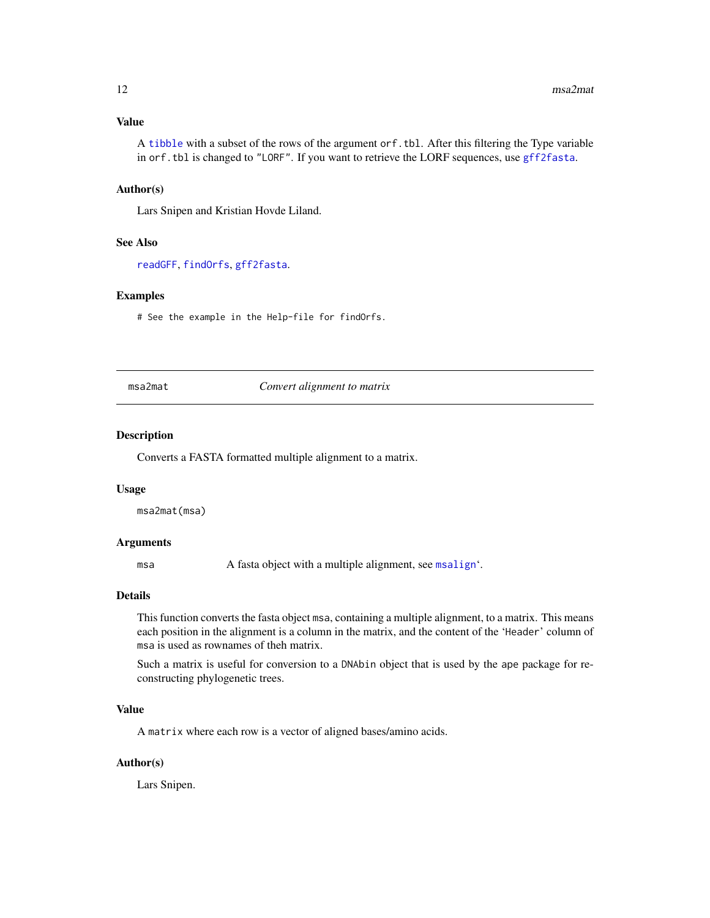### Value

A `tibble` with a subset of the rows of the argument `orf.tbl`. After this filtering the Type variable in `orf.tbl` is changed to `"LORF"`. If you want to retrieve the LORF sequences, use `gff2fasta`.

### Author(s)

Lars Snipen and Kristian Hovde Liland.

### See Also

`readGFF`, `findOrfs`, `gff2fasta`.

### Examples

```
# See the example in the Help-file for findOrfs.
```

---

## msa2mat — *Convert alignment to matrix*

---

### Description

Converts a FASTA formatted multiple alignment to a matrix.

### Usage

```
msa2mat(msa)
```

### Arguments

| | |
|---|---|
| `msa` | A fasta object with a multiple alignment, see `msalign`‘. |

### Details

This function converts the fasta object `msa`, containing a multiple alignment, to a matrix. This means each position in the alignment is a column in the matrix, and the content of the ‘`Header`’ column of `msa` is used as rownames of theh matrix.

Such a matrix is useful for conversion to a `DNAbin` object that is used by the `ape` package for reconstructing phylogenetic trees.

### Value

A `matrix` where each row is a vector of aligned bases/amino acids.

### Author(s)

Lars Snipen.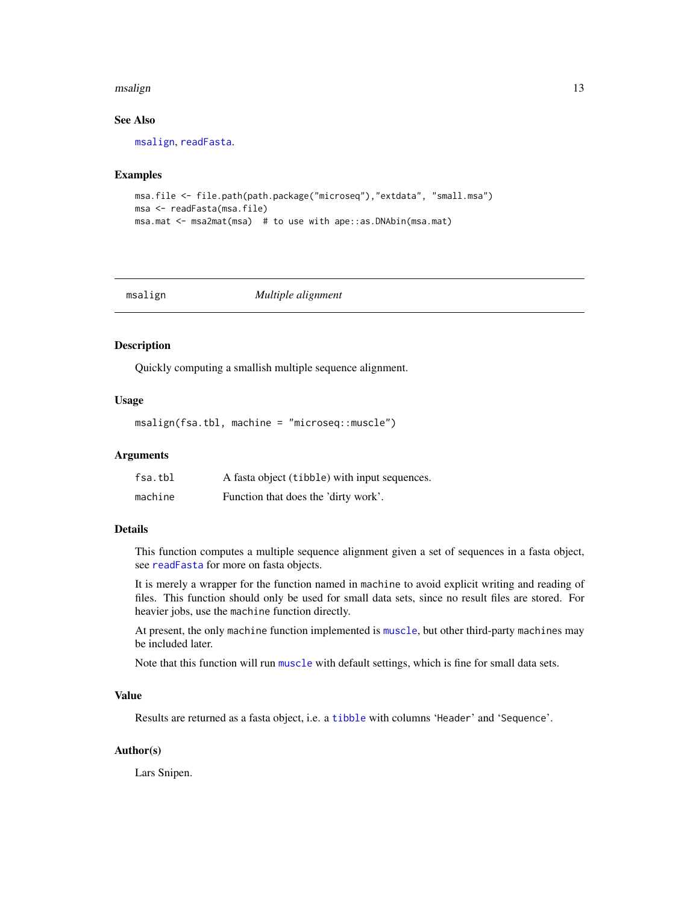### See Also

msalign, readFasta.

### Examples

```
msa.file <- file.path(path.package("microseq"),"extdata", "small.msa")
msa <- readFasta(msa.file)
msa.mat <- msa2mat(msa)  # to use with ape::as.DNAbin(msa.mat)
```

---

## msalign *Multiple alignment*

---

### Description

Quickly computing a smallish multiple sequence alignment.

### Usage

```
msalign(fsa.tbl, machine = "microseq::muscle")
```

### Arguments

| | |
|---|---|
| fsa.tbl | A fasta object (tibble) with input sequences. |
| machine | Function that does the 'dirty work'. |

### Details

This function computes a multiple sequence alignment given a set of sequences in a fasta object, see readFasta for more on fasta objects.

It is merely a wrapper for the function named in machine to avoid explicit writing and reading of files. This function should only be used for small data sets, since no result files are stored. For heavier jobs, use the machine function directly.

At present, the only machine function implemented is muscle, but other third-party machines may be included later.

Note that this function will run muscle with default settings, which is fine for small data sets.

### Value

Results are returned as a fasta object, i.e. a tibble with columns 'Header' and 'Sequence'.

### Author(s)

Lars Snipen.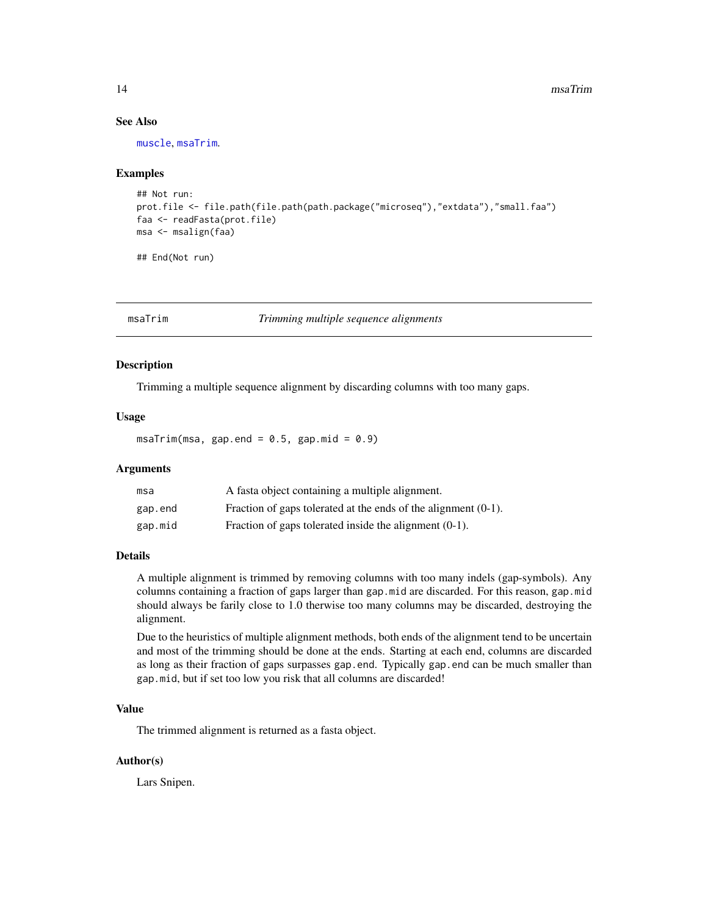### See Also

muscle, msaTrim.

### Examples

```
## Not run:
prot.file <- file.path(file.path(path.package("microseq"),"extdata"),"small.faa")
faa <- readFasta(prot.file)
msa <- msalign(faa)

## End(Not run)
```

---

## msaTrim *Trimming multiple sequence alignments*

### Description

Trimming a multiple sequence alignment by discarding columns with too many gaps.

### Usage

```
msaTrim(msa, gap.end = 0.5, gap.mid = 0.9)
```

### Arguments

| | |
|---|---|
| msa | A fasta object containing a multiple alignment. |
| gap.end | Fraction of gaps tolerated at the ends of the alignment (0-1). |
| gap.mid | Fraction of gaps tolerated inside the alignment (0-1). |

### Details

A multiple alignment is trimmed by removing columns with too many indels (gap-symbols). Any columns containing a fraction of gaps larger than `gap.mid` are discarded. For this reason, `gap.mid` should always be farily close to 1.0 therwise too many columns may be discarded, destroying the alignment.

Due to the heuristics of multiple alignment methods, both ends of the alignment tend to be uncertain and most of the trimming should be done at the ends. Starting at each end, columns are discarded as long as their fraction of gaps surpasses `gap.end`. Typically `gap.end` can be much smaller than `gap.mid`, but if set too low you risk that all columns are discarded!

### Value

The trimmed alignment is returned as a fasta object.

### Author(s)

Lars Snipen.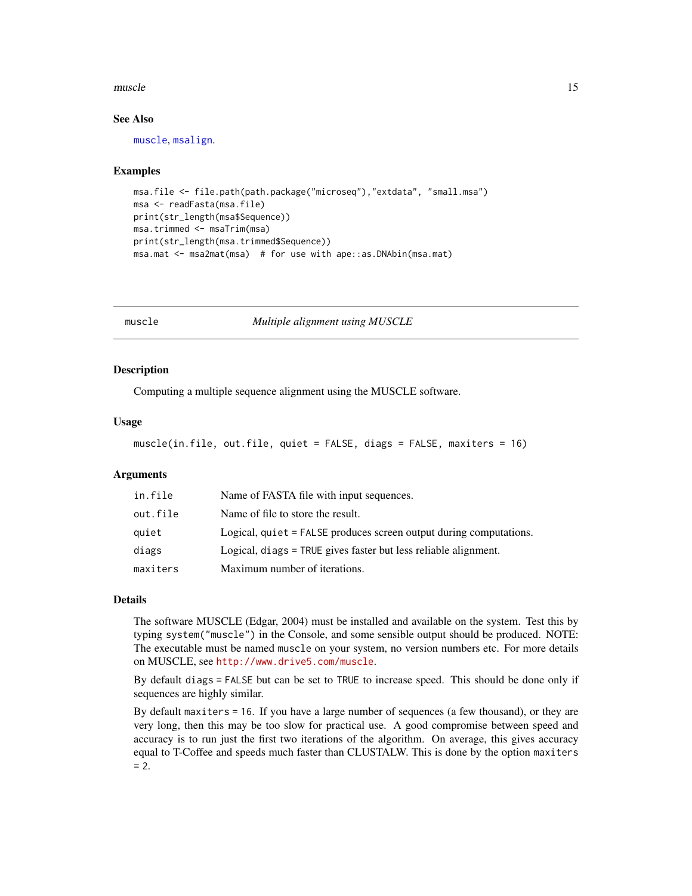### See Also

muscle, msalign.

### Examples

```
msa.file <- file.path(path.package("microseq"),"extdata", "small.msa")
msa <- readFasta(msa.file)
print(str_length(msa$Sequence))
msa.trimmed <- msaTrim(msa)
print(str_length(msa.trimmed$Sequence))
msa.mat <- msa2mat(msa)  # for use with ape::as.DNAbin(msa.mat)
```

---

## muscle *Multiple alignment using MUSCLE*

### Description

Computing a multiple sequence alignment using the MUSCLE software.

### Usage

```
muscle(in.file, out.file, quiet = FALSE, diags = FALSE, maxiters = 16)
```

### Arguments

| | |
|---|---|
| in.file | Name of FASTA file with input sequences. |
| out.file | Name of file to store the result. |
| quiet | Logical, quiet = FALSE produces screen output during computations. |
| diags | Logical, diags = TRUE gives faster but less reliable alignment. |
| maxiters | Maximum number of iterations. |

### Details

The software MUSCLE (Edgar, 2004) must be installed and available on the system. Test this by typing `system("muscle")` in the Console, and some sensible output should be produced. NOTE: The executable must be named `muscle` on your system, no version numbers etc. For more details on MUSCLE, see http://www.drive5.com/muscle.

By default `diags = FALSE` but can be set to `TRUE` to increase speed. This should be done only if sequences are highly similar.

By default `maxiters = 16`. If you have a large number of sequences (a few thousand), or they are very long, then this may be too slow for practical use. A good compromise between speed and accuracy is to run just the first two iterations of the algorithm. On average, this gives accuracy equal to T-Coffee and speeds much faster than CLUSTALW. This is done by the option `maxiters = 2`.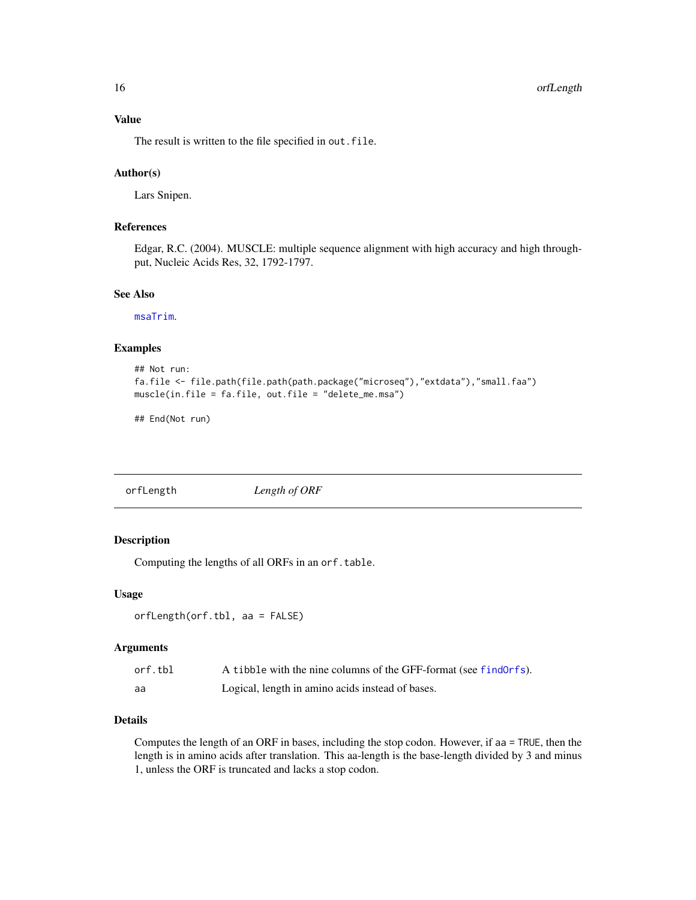### Value

The result is written to the file specified in `out.file`.

### Author(s)

Lars Snipen.

### References

Edgar, R.C. (2004). MUSCLE: multiple sequence alignment with high accuracy and high throughput, Nucleic Acids Res, 32, 1792-1797.

### See Also

`msaTrim`.

### Examples

```
## Not run:
fa.file <- file.path(file.path(path.package("microseq"),"extdata"),"small.faa")
muscle(in.file = fa.file, out.file = "delete_me.msa")

## End(Not run)
```

---

## orfLength *Length of ORF*

---

### Description

Computing the lengths of all ORFs in an `orf.table`.

### Usage

```
orfLength(orf.tbl, aa = FALSE)
```

### Arguments

| | |
|---|---|
| `orf.tbl` | A `tibble` with the nine columns of the GFF-format (see `findOrfs`). |
| `aa` | Logical, length in amino acids instead of bases. |

### Details

Computes the length of an ORF in bases, including the stop codon. However, if `aa = TRUE`, then the length is in amino acids after translation. This aa-length is the base-length divided by 3 and minus 1, unless the ORF is truncated and lacks a stop codon.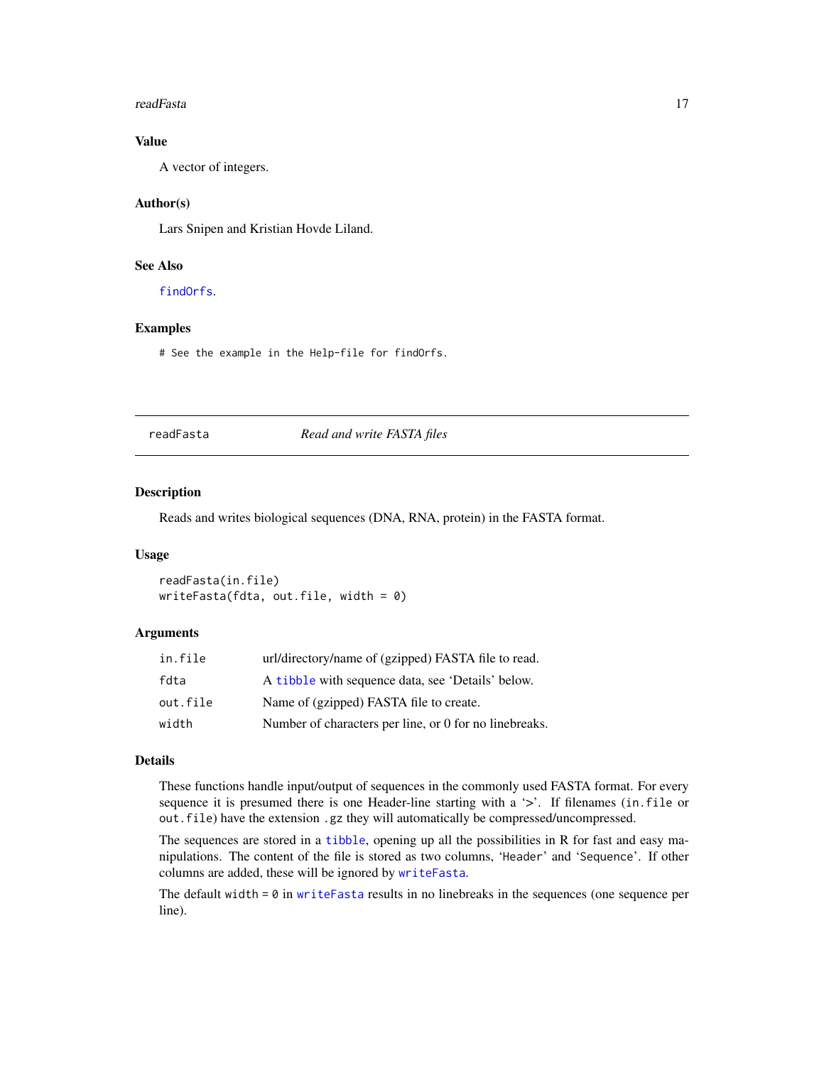### Value

A vector of integers.

### Author(s)

Lars Snipen and Kristian Hovde Liland.

### See Also

findOrfs.

### Examples

```
# See the example in the Help-file for findOrfs.
```

---

## readFasta — *Read and write FASTA files*

---

### Description

Reads and writes biological sequences (DNA, RNA, protein) in the FASTA format.

### Usage

```
readFasta(in.file)
writeFasta(fdta, out.file, width = 0)
```

### Arguments

| | |
|---|---|
| `in.file` | url/directory/name of (gzipped) FASTA file to read. |
| `fdta` | A `tibble` with sequence data, see 'Details' below. |
| `out.file` | Name of (gzipped) FASTA file to create. |
| `width` | Number of characters per line, or 0 for no linebreaks. |

### Details

These functions handle input/output of sequences in the commonly used FASTA format. For every sequence it is presumed there is one Header-line starting with a '>'. If filenames (`in.file` or `out.file`) have the extension `.gz` they will automatically be compressed/uncompressed.

The sequences are stored in a `tibble`, opening up all the possibilities in R for fast and easy manipulations. The content of the file is stored as two columns, '`Header`' and '`Sequence`'. If other columns are added, these will be ignored by `writeFasta`.

The default `width = 0` in `writeFasta` results in no linebreaks in the sequences (one sequence per line).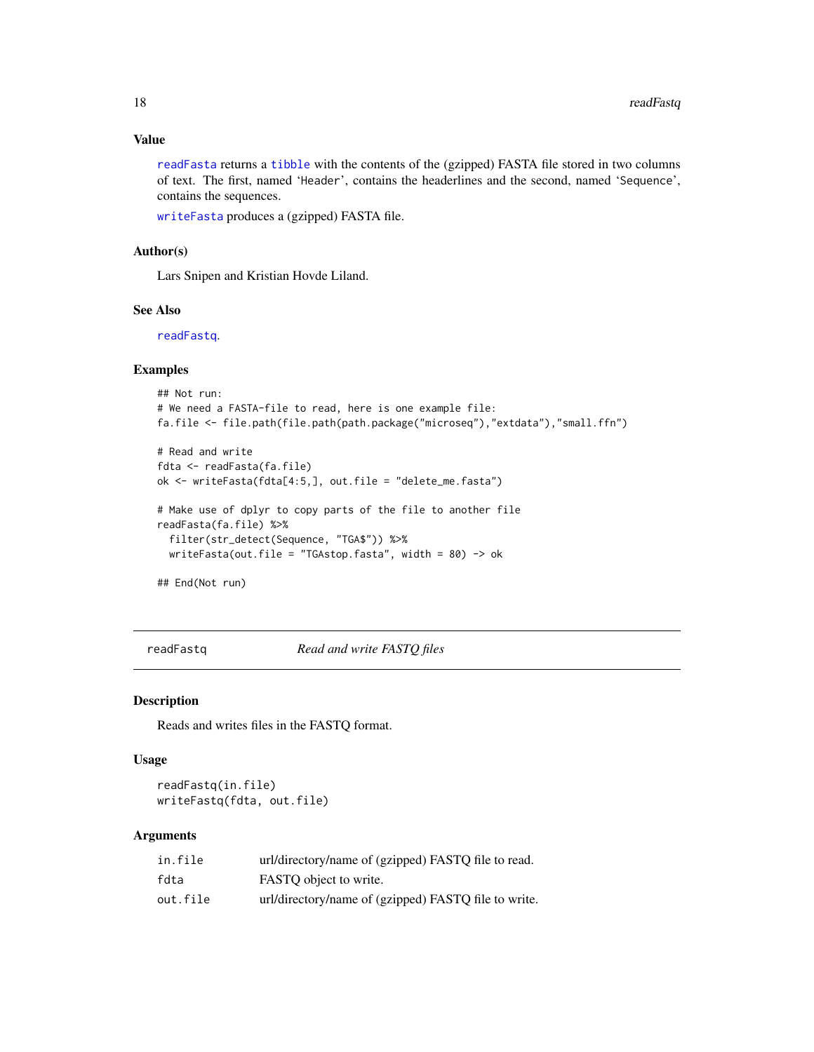### Value

`readFasta` returns a `tibble` with the contents of the (gzipped) FASTA file stored in two columns of text. The first, named 'Header', contains the headerlines and the second, named 'Sequence', contains the sequences.

`writeFasta` produces a (gzipped) FASTA file.

### Author(s)

Lars Snipen and Kristian Hovde Liland.

### See Also

`readFastq`.

### Examples

```
## Not run:
# We need a FASTA-file to read, here is one example file:
fa.file <- file.path(file.path(path.package("microseq"),"extdata"),"small.ffn")

# Read and write
fdta <- readFasta(fa.file)
ok <- writeFasta(fdta[4:5,], out.file = "delete_me.fasta")

# Make use of dplyr to copy parts of the file to another file
readFasta(fa.file) %>%
  filter(str_detect(Sequence, "TGA$")) %>%
  writeFasta(out.file = "TGAstop.fasta", width = 80) -> ok

## End(Not run)
```

---

## readFastq — *Read and write FASTQ files*

### Description

Reads and writes files in the FASTQ format.

### Usage

```
readFastq(in.file)
writeFastq(fdta, out.file)
```

### Arguments

| | |
|---|---|
| in.file | url/directory/name of (gzipped) FASTQ file to read. |
| fdta | FASTQ object to write. |
| out.file | url/directory/name of (gzipped) FASTQ file to write. |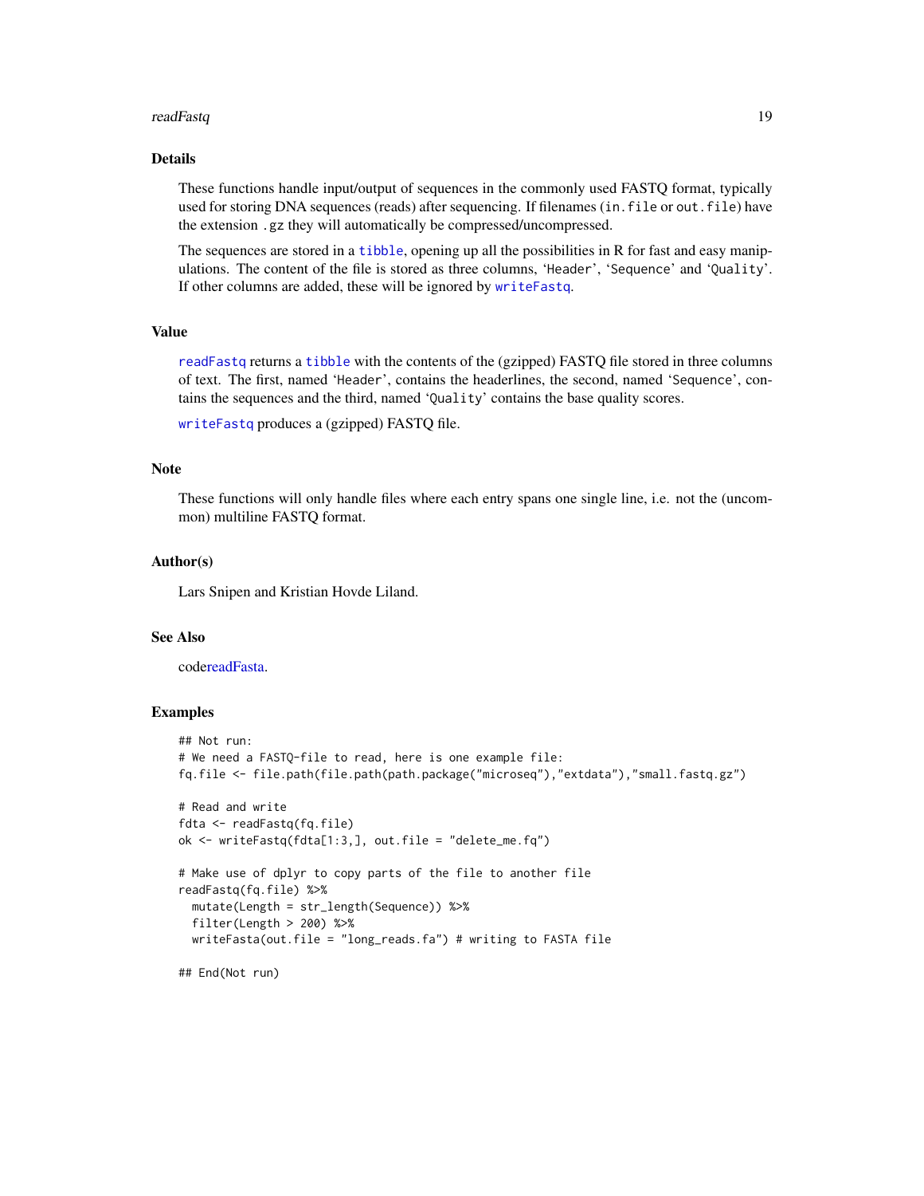## Details

These functions handle input/output of sequences in the commonly used FASTQ format, typically used for storing DNA sequences (reads) after sequencing. If filenames (`in.file` or `out.file`) have the extension `.gz` they will automatically be compressed/uncompressed.

The sequences are stored in a `tibble`, opening up all the possibilities in R for fast and easy manipulations. The content of the file is stored as three columns, 'Header', 'Sequence' and 'Quality'. If other columns are added, these will be ignored by `writeFastq`.

## Value

`readFastq` returns a `tibble` with the contents of the (gzipped) FASTQ file stored in three columns of text. The first, named 'Header', contains the headerlines, the second, named 'Sequence', contains the sequences and the third, named 'Quality' contains the base quality scores.

`writeFastq` produces a (gzipped) FASTQ file.

## Note

These functions will only handle files where each entry spans one single line, i.e. not the (uncommon) multiline FASTQ format.

## Author(s)

Lars Snipen and Kristian Hovde Liland.

## See Also

codereadFasta.

## Examples

```
## Not run:
# We need a FASTQ-file to read, here is one example file:
fq.file <- file.path(file.path(path.package("microseq"),"extdata"),"small.fastq.gz")

# Read and write
fdta <- readFastq(fq.file)
ok <- writeFastq(fdta[1:3,], out.file = "delete_me.fq")

# Make use of dplyr to copy parts of the file to another file
readFastq(fq.file) %>%
  mutate(Length = str_length(Sequence)) %>%
  filter(Length > 200) %>%
  writeFasta(out.file = "long_reads.fa") # writing to FASTA file

## End(Not run)
```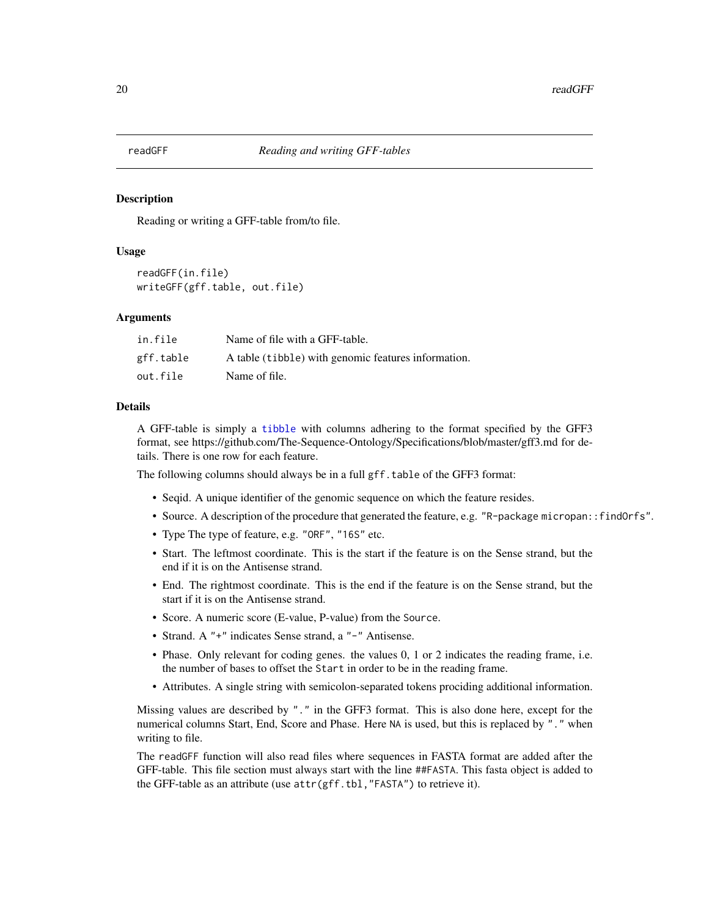readGFF *Reading and writing GFF-tables*

## Description

Reading or writing a GFF-table from/to file.

## Usage

```
readGFF(in.file)
writeGFF(gff.table, out.file)
```

## Arguments

| | |
|---|---|
| in.file | Name of file with a GFF-table. |
| gff.table | A table (`tibble`) with genomic features information. |
| out.file | Name of file. |

## Details

A GFF-table is simply a `tibble` with columns adhering to the format specified by the GFF3 format, see https://github.com/The-Sequence-Ontology/Specifications/blob/master/gff3.md for details. There is one row for each feature.

The following columns should always be in a full `gff.table` of the GFF3 format:

- Seqid. A unique identifier of the genomic sequence on which the feature resides.
- Source. A description of the procedure that generated the feature, e.g. `"R-package micropan::findOrfs"`.
- Type The type of feature, e.g. `"ORF"`, `"16S"` etc.
- Start. The leftmost coordinate. This is the start if the feature is on the Sense strand, but the end if it is on the Antisense strand.
- End. The rightmost coordinate. This is the end if the feature is on the Sense strand, but the start if it is on the Antisense strand.
- Score. A numeric score (E-value, P-value) from the `Source`.
- Strand. A `"+"` indicates Sense strand, a `"-"` Antisense.
- Phase. Only relevant for coding genes. the values 0, 1 or 2 indicates the reading frame, i.e. the number of bases to offset the `Start` in order to be in the reading frame.
- Attributes. A single string with semicolon-separated tokens prociding additional information.

Missing values are described by `"."` in the GFF3 format. This is also done here, except for the numerical columns Start, End, Score and Phase. Here `NA` is used, but this is replaced by `"."` when writing to file.

The `readGFF` function will also read files where sequences in FASTA format are added after the GFF-table. This file section must always start with the line `##FASTA`. This fasta object is added to the GFF-table as an attribute (use `attr(gff.tbl,"FASTA")` to retrieve it).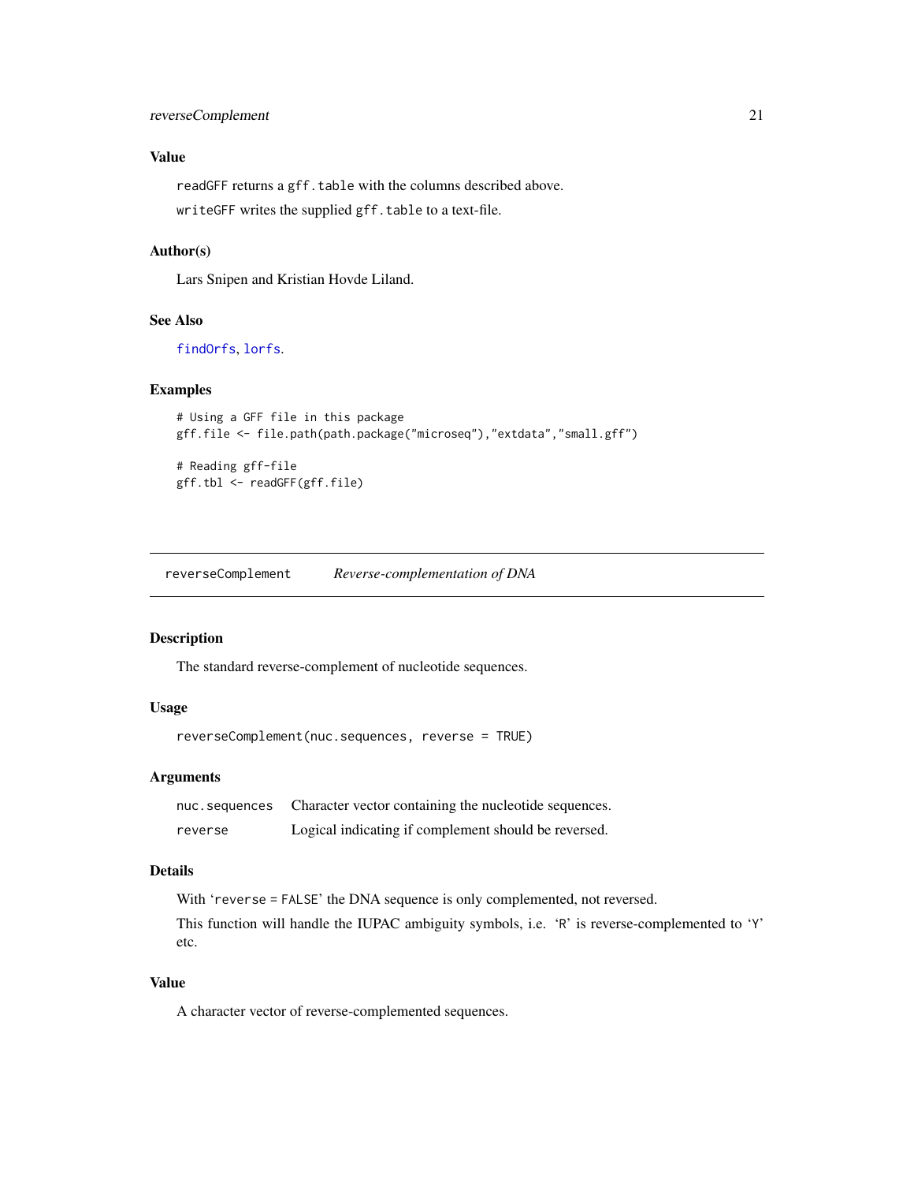### Value

readGFF returns a gff.table with the columns described above.

writeGFF writes the supplied gff.table to a text-file.

### Author(s)

Lars Snipen and Kristian Hovde Liland.

### See Also

findOrfs, lorfs.

### Examples

```
# Using a GFF file in this package
gff.file <- file.path(path.package("microseq"),"extdata","small.gff")

# Reading gff-file
gff.tbl <- readGFF(gff.file)
```

---

## reverseComplement *Reverse-complementation of DNA*

---

### Description

The standard reverse-complement of nucleotide sequences.

### Usage

```
reverseComplement(nuc.sequences, reverse = TRUE)
```

### Arguments

| | |
|---|---|
| nuc.sequences | Character vector containing the nucleotide sequences. |
| reverse | Logical indicating if complement should be reversed. |

### Details

With 'reverse = FALSE' the DNA sequence is only complemented, not reversed.

This function will handle the IUPAC ambiguity symbols, i.e. 'R' is reverse-complemented to 'Y' etc.

### Value

A character vector of reverse-complemented sequences.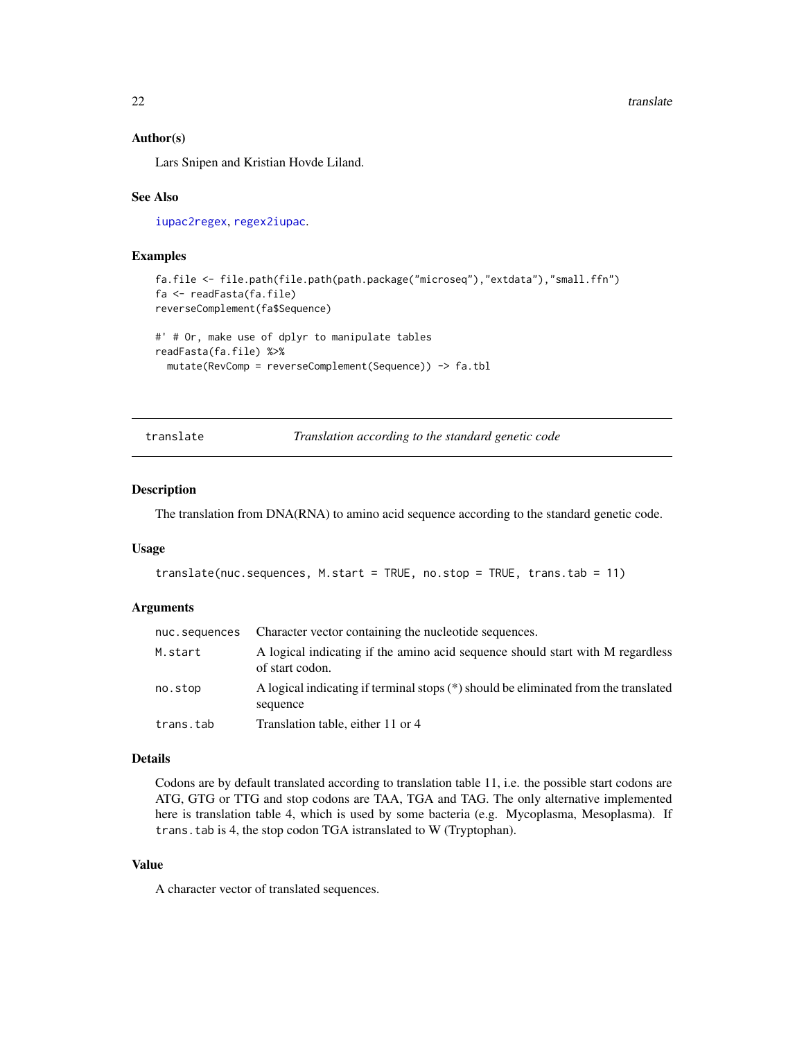### Author(s)

Lars Snipen and Kristian Hovde Liland.

### See Also

iupac2regex, regex2iupac.

### Examples

```
fa.file <- file.path(file.path(path.package("microseq"),"extdata"),"small.ffn")
fa <- readFasta(fa.file)
reverseComplement(fa$Sequence)

#' # Or, make use of dplyr to manipulate tables
readFasta(fa.file) %>%
  mutate(RevComp = reverseComplement(Sequence)) -> fa.tbl
```

---

## translate — *Translation according to the standard genetic code*

---

### Description

The translation from DNA(RNA) to amino acid sequence according to the standard genetic code.

### Usage

```
translate(nuc.sequences, M.start = TRUE, no.stop = TRUE, trans.tab = 11)
```

### Arguments

| | |
|---|---|
| `nuc.sequences` | Character vector containing the nucleotide sequences. |
| `M.start` | A logical indicating if the amino acid sequence should start with M regardless of start codon. |
| `no.stop` | A logical indicating if terminal stops (*) should be eliminated from the translated sequence |
| `trans.tab` | Translation table, either 11 or 4 |

### Details

Codons are by default translated according to translation table 11, i.e. the possible start codons are ATG, GTG or TTG and stop codons are TAA, TGA and TAG. The only alternative implemented here is translation table 4, which is used by some bacteria (e.g. Mycoplasma, Mesoplasma). If `trans.tab` is 4, the stop codon TGA istranslated to W (Tryptophan).

### Value

A character vector of translated sequences.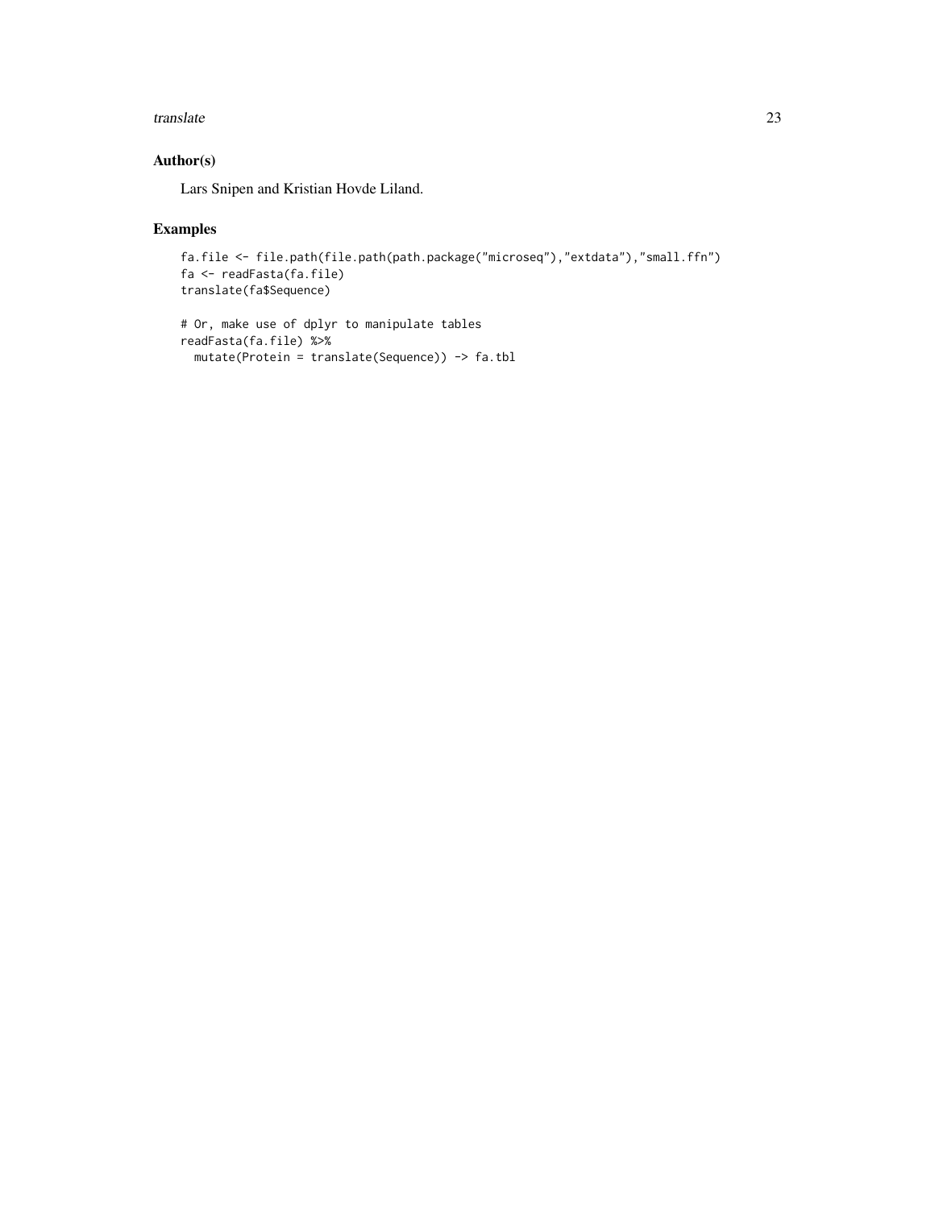## Author(s)

Lars Snipen and Kristian Hovde Liland.

## Examples

```
fa.file <- file.path(file.path(path.package("microseq"),"extdata"),"small.ffn")
fa <- readFasta(fa.file)
translate(fa$Sequence)

# Or, make use of dplyr to manipulate tables
readFasta(fa.file) %>%
  mutate(Protein = translate(Sequence)) -> fa.tbl
```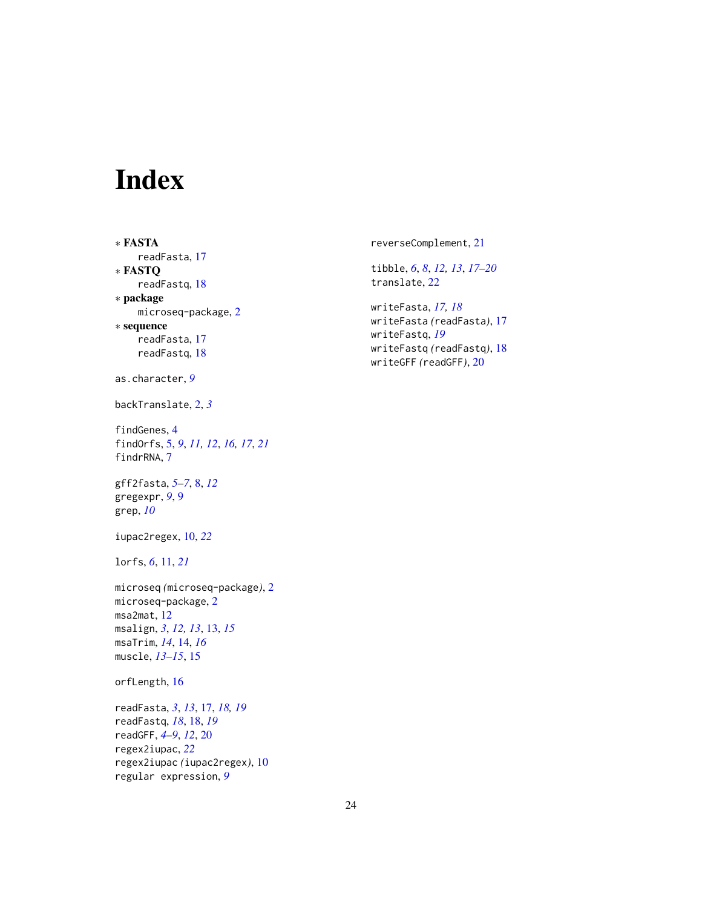# Index

* **FASTA**
  - readFasta, 17
* **FASTQ**
  - readFastq, 18
* **package**
  - microseq-package, 2
* **sequence**
  - readFasta, 17
  - readFastq, 18

as.character, *9*

backTranslate, 2, *3*

findGenes, 4
findOrfs, 5, *9*, *11, 12*, *16, 17*, *21*
findrRNA, 7

gff2fasta, *5–7*, 8, *12*
gregexpr, *9*, 9
grep, *10*

iupac2regex, 10, *22*

lorfs, *6*, 11, *21*

microseq *(*microseq-package*)*, 2
microseq-package, 2
msa2mat, 12
msalign, *3*, *12, 13*, 13, *15*
msaTrim, *14*, 14, *16*
muscle, *13–15*, 15

orfLength, 16

readFasta, *3*, *13*, 17, *18, 19*
readFastq, *18*, 18, *19*
readGFF, *4–9*, *12*, 20
regex2iupac, *22*
regex2iupac *(*iupac2regex*)*, 10
regular expression, *9*

reverseComplement, 21

tibble, *6*, *8*, *12, 13*, *17–20*
translate, 22

writeFasta, *17, 18*
writeFasta *(*readFasta*)*, 17
writeFastq, *19*
writeFastq *(*readFastq*)*, 18
writeGFF *(*readGFF*)*, 20